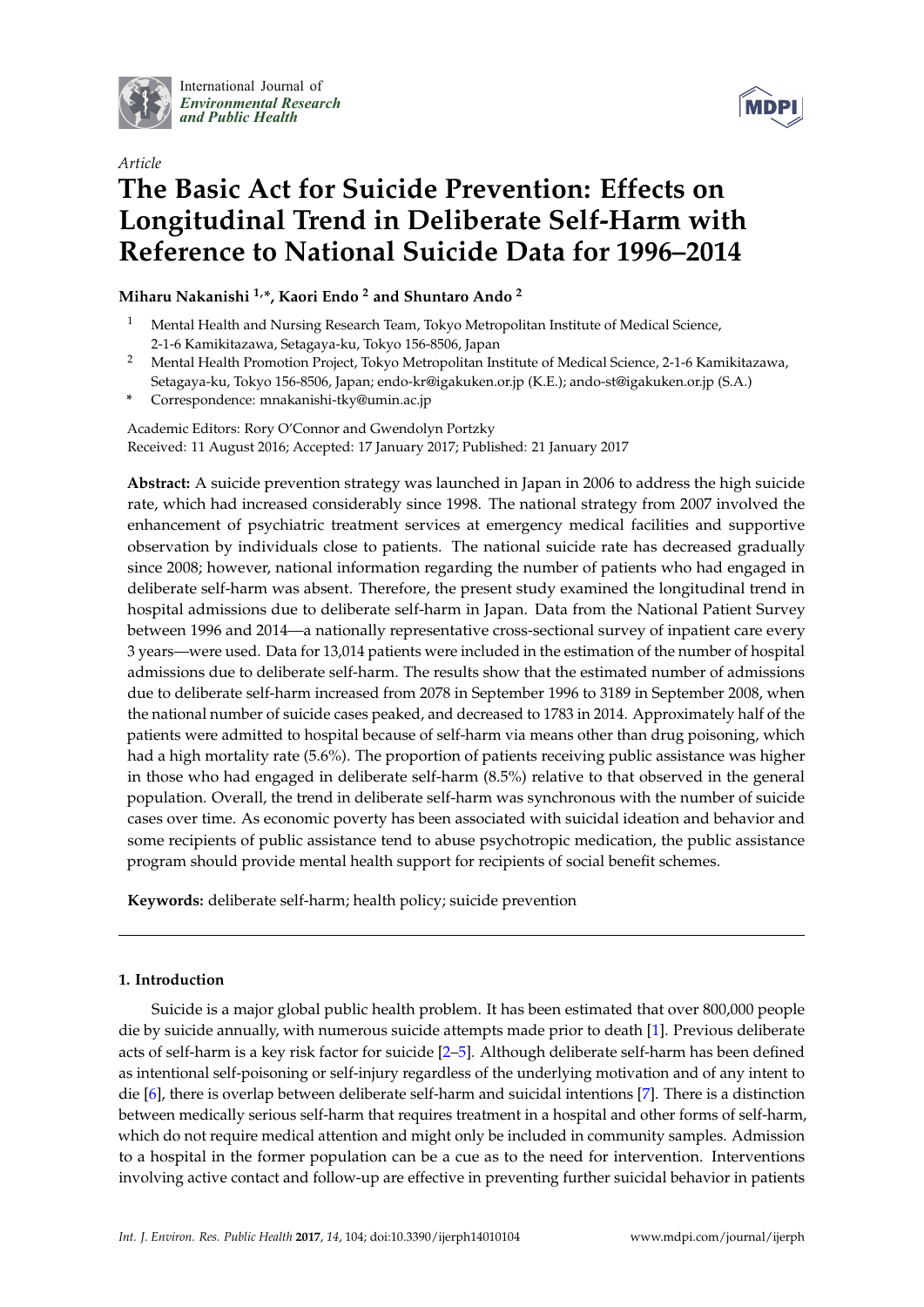International Journal of *Environmental Research and Public Health*

*Article*

# The Basic Act for Suicide Prevention: Effects on Longitudinal Trend in Deliberate Self-Harm with Reference to National Suicide Data for 1996–2014

**Miharu Nakanishi [1,*], Kaori Endo [2] and Shuntaro Ando [2]**

[1] Mental Health and Nursing Research Team, Tokyo Metropolitan Institute of Medical Science, 2-1-6 Kamikitazawa, Setagaya-ku, Tokyo 156-8506, Japan

[2] Mental Health Promotion Project, Tokyo Metropolitan Institute of Medical Science, 2-1-6 Kamikitazawa, Setagaya-ku, Tokyo 156-8506, Japan; endo-kr@igakuken.or.jp (K.E.); ando-st@igakuken.or.jp (S.A.)

* Correspondence: mnakanishi-tky@umin.ac.jp

Academic Editors: Rory O'Connor and Gwendolyn Portzky
Received: 11 August 2016; Accepted: 17 January 2017; Published: 21 January 2017

**Abstract:** A suicide prevention strategy was launched in Japan in 2006 to address the high suicide rate, which had increased considerably since 1998. The national strategy from 2007 involved the enhancement of psychiatric treatment services at emergency medical facilities and supportive observation by individuals close to patients. The national suicide rate has decreased gradually since 2008; however, national information regarding the number of patients who had engaged in deliberate self-harm was absent. Therefore, the present study examined the longitudinal trend in hospital admissions due to deliberate self-harm in Japan. Data from the National Patient Survey between 1996 and 2014—a nationally representative cross-sectional survey of inpatient care every 3 years—were used. Data for 13,014 patients were included in the estimation of the number of hospital admissions due to deliberate self-harm. The results show that the estimated number of admissions due to deliberate self-harm increased from 2078 in September 1996 to 3189 in September 2008, when the national number of suicide cases peaked, and decreased to 1783 in 2014. Approximately half of the patients were admitted to hospital because of self-harm via means other than drug poisoning, which had a high mortality rate (5.6%). The proportion of patients receiving public assistance was higher in those who had engaged in deliberate self-harm (8.5%) relative to that observed in the general population. Overall, the trend in deliberate self-harm was synchronous with the number of suicide cases over time. As economic poverty has been associated with suicidal ideation and behavior and some recipients of public assistance tend to abuse psychotropic medication, the public assistance program should provide mental health support for recipients of social benefit schemes.

**Keywords:** deliberate self-harm; health policy; suicide prevention

## 1. Introduction

Suicide is a major global public health problem. It has been estimated that over 800,000 people die by suicide annually, with numerous suicide attempts made prior to death [1]. Previous deliberate acts of self-harm is a key risk factor for suicide [2–5]. Although deliberate self-harm has been defined as intentional self-poisoning or self-injury regardless of the underlying motivation and of any intent to die [6], there is overlap between deliberate self-harm and suicidal intentions [7]. There is a distinction between medically serious self-harm that requires treatment in a hospital and other forms of self-harm, which do not require medical attention and might only be included in community samples. Admission to a hospital in the former population can be a cue as to the need for intervention. Interventions involving active contact and follow-up are effective in preventing further suicidal behavior in patients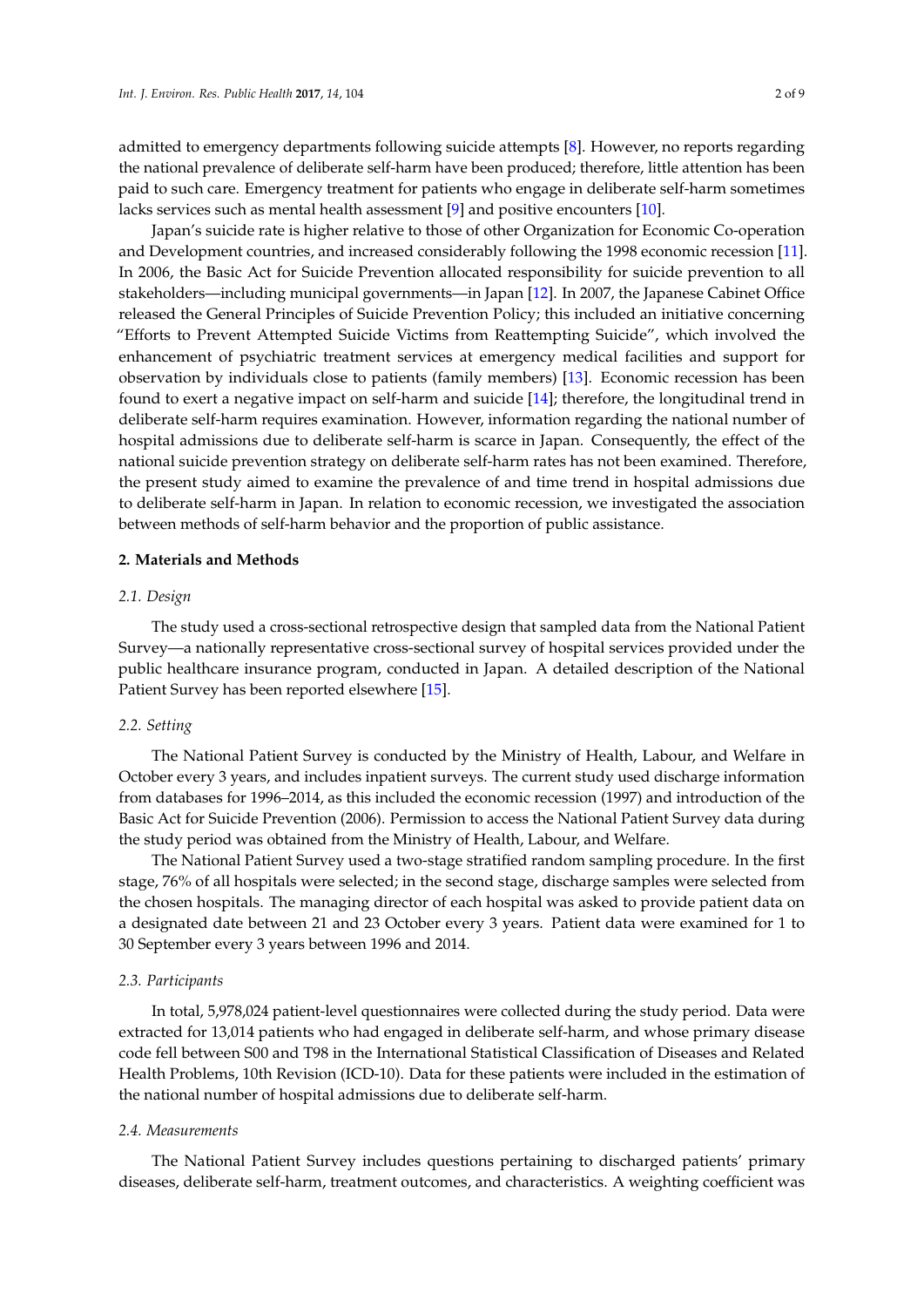admitted to emergency departments following suicide attempts [8]. However, no reports regarding the national prevalence of deliberate self-harm have been produced; therefore, little attention has been paid to such care. Emergency treatment for patients who engage in deliberate self-harm sometimes lacks services such as mental health assessment [9] and positive encounters [10].

Japan's suicide rate is higher relative to those of other Organization for Economic Co-operation and Development countries, and increased considerably following the 1998 economic recession [11]. In 2006, the Basic Act for Suicide Prevention allocated responsibility for suicide prevention to all stakeholders—including municipal governments—in Japan [12]. In 2007, the Japanese Cabinet Office released the General Principles of Suicide Prevention Policy; this included an initiative concerning "Efforts to Prevent Attempted Suicide Victims from Reattempting Suicide", which involved the enhancement of psychiatric treatment services at emergency medical facilities and support for observation by individuals close to patients (family members) [13]. Economic recession has been found to exert a negative impact on self-harm and suicide [14]; therefore, the longitudinal trend in deliberate self-harm requires examination. However, information regarding the national number of hospital admissions due to deliberate self-harm is scarce in Japan. Consequently, the effect of the national suicide prevention strategy on deliberate self-harm rates has not been examined. Therefore, the present study aimed to examine the prevalence of and time trend in hospital admissions due to deliberate self-harm in Japan. In relation to economic recession, we investigated the association between methods of self-harm behavior and the proportion of public assistance.

## 2. Materials and Methods

### *2.1. Design*

The study used a cross-sectional retrospective design that sampled data from the National Patient Survey—a nationally representative cross-sectional survey of hospital services provided under the public healthcare insurance program, conducted in Japan. A detailed description of the National Patient Survey has been reported elsewhere [15].

### *2.2. Setting*

The National Patient Survey is conducted by the Ministry of Health, Labour, and Welfare in October every 3 years, and includes inpatient surveys. The current study used discharge information from databases for 1996–2014, as this included the economic recession (1997) and introduction of the Basic Act for Suicide Prevention (2006). Permission to access the National Patient Survey data during the study period was obtained from the Ministry of Health, Labour, and Welfare.

The National Patient Survey used a two-stage stratified random sampling procedure. In the first stage, 76% of all hospitals were selected; in the second stage, discharge samples were selected from the chosen hospitals. The managing director of each hospital was asked to provide patient data on a designated date between 21 and 23 October every 3 years. Patient data were examined for 1 to 30 September every 3 years between 1996 and 2014.

### *2.3. Participants*

In total, 5,978,024 patient-level questionnaires were collected during the study period. Data were extracted for 13,014 patients who had engaged in deliberate self-harm, and whose primary disease code fell between S00 and T98 in the International Statistical Classification of Diseases and Related Health Problems, 10th Revision (ICD-10). Data for these patients were included in the estimation of the national number of hospital admissions due to deliberate self-harm.

### *2.4. Measurements*

The National Patient Survey includes questions pertaining to discharged patients' primary diseases, deliberate self-harm, treatment outcomes, and characteristics. A weighting coefficient was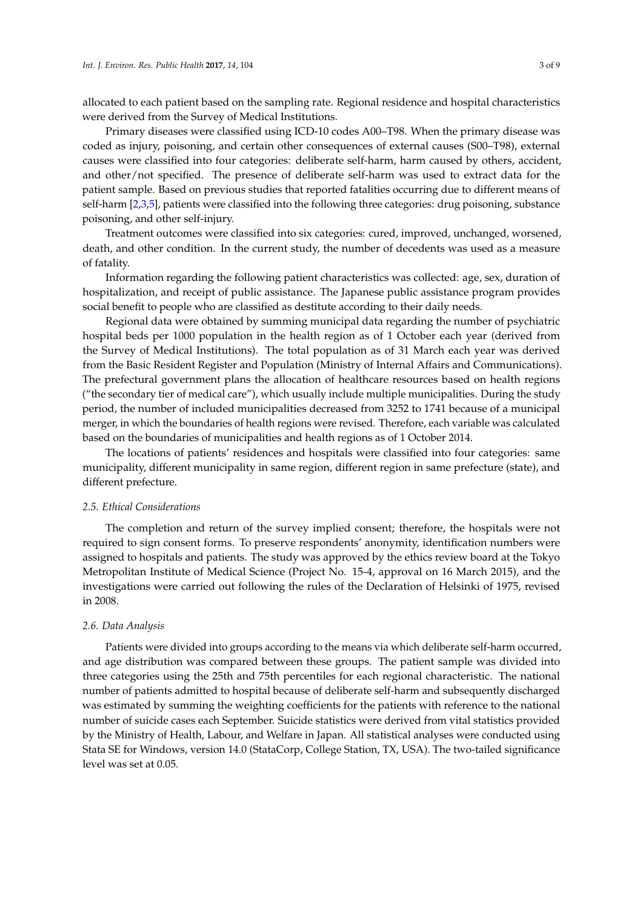allocated to each patient based on the sampling rate. Regional residence and hospital characteristics were derived from the Survey of Medical Institutions.

Primary diseases were classified using ICD-10 codes A00–T98. When the primary disease was coded as injury, poisoning, and certain other consequences of external causes (S00–T98), external causes were classified into four categories: deliberate self-harm, harm caused by others, accident, and other/not specified. The presence of deliberate self-harm was used to extract data for the patient sample. Based on previous studies that reported fatalities occurring due to different means of self-harm [2,3,5], patients were classified into the following three categories: drug poisoning, substance poisoning, and other self-injury.

Treatment outcomes were classified into six categories: cured, improved, unchanged, worsened, death, and other condition. In the current study, the number of decedents was used as a measure of fatality.

Information regarding the following patient characteristics was collected: age, sex, duration of hospitalization, and receipt of public assistance. The Japanese public assistance program provides social benefit to people who are classified as destitute according to their daily needs.

Regional data were obtained by summing municipal data regarding the number of psychiatric hospital beds per 1000 population in the health region as of 1 October each year (derived from the Survey of Medical Institutions). The total population as of 31 March each year was derived from the Basic Resident Register and Population (Ministry of Internal Affairs and Communications). The prefectural government plans the allocation of healthcare resources based on health regions ("the secondary tier of medical care"), which usually include multiple municipalities. During the study period, the number of included municipalities decreased from 3252 to 1741 because of a municipal merger, in which the boundaries of health regions were revised. Therefore, each variable was calculated based on the boundaries of municipalities and health regions as of 1 October 2014.

The locations of patients' residences and hospitals were classified into four categories: same municipality, different municipality in same region, different region in same prefecture (state), and different prefecture.

### *2.5. Ethical Considerations*

The completion and return of the survey implied consent; therefore, the hospitals were not required to sign consent forms. To preserve respondents' anonymity, identification numbers were assigned to hospitals and patients. The study was approved by the ethics review board at the Tokyo Metropolitan Institute of Medical Science (Project No. 15-4, approval on 16 March 2015), and the investigations were carried out following the rules of the Declaration of Helsinki of 1975, revised in 2008.

### *2.6. Data Analysis*

Patients were divided into groups according to the means via which deliberate self-harm occurred, and age distribution was compared between these groups. The patient sample was divided into three categories using the 25th and 75th percentiles for each regional characteristic. The national number of patients admitted to hospital because of deliberate self-harm and subsequently discharged was estimated by summing the weighting coefficients for the patients with reference to the national number of suicide cases each September. Suicide statistics were derived from vital statistics provided by the Ministry of Health, Labour, and Welfare in Japan. All statistical analyses were conducted using Stata SE for Windows, version 14.0 (StataCorp, College Station, TX, USA). The two-tailed significance level was set at 0.05.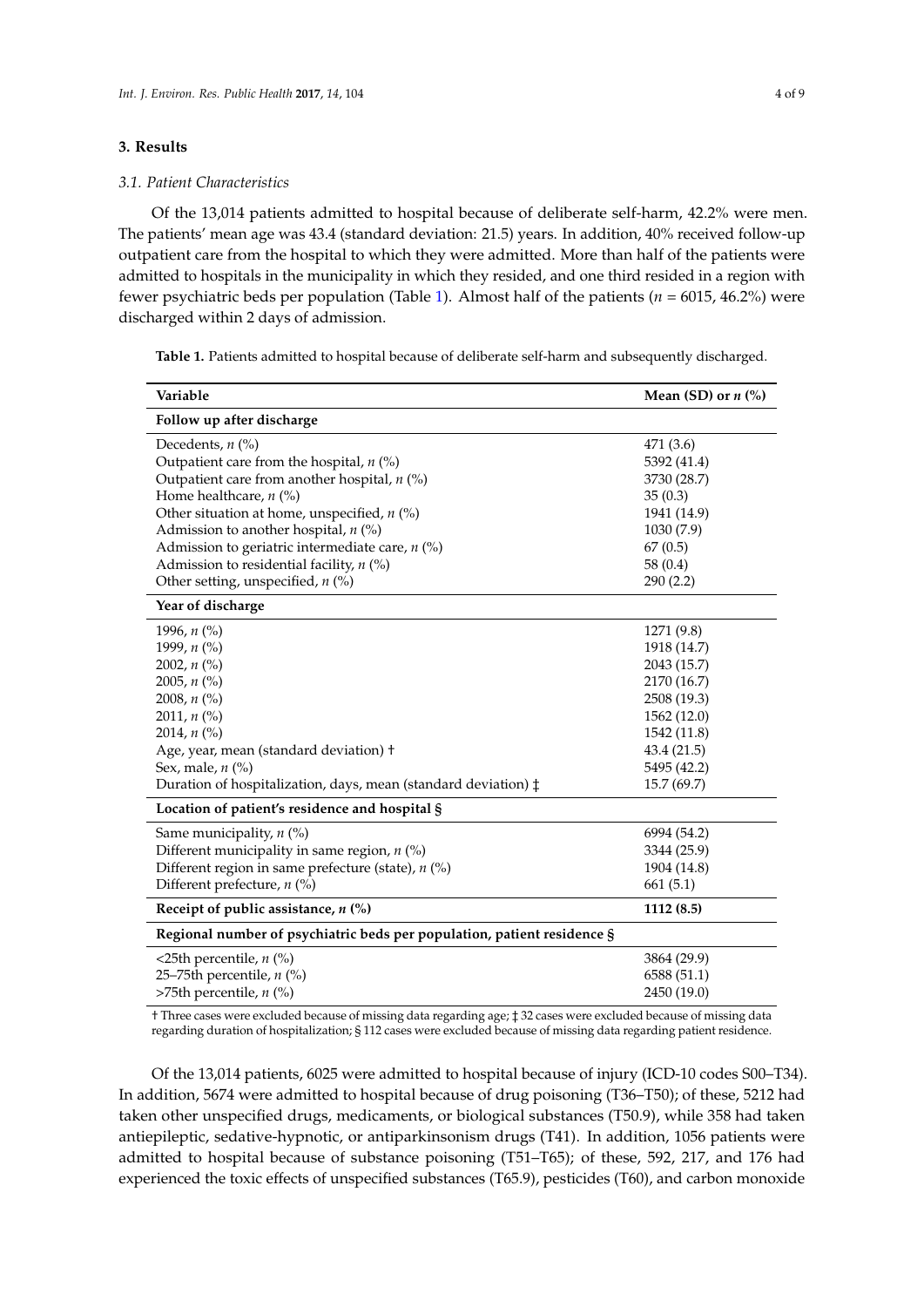## 3. Results

### 3.1. Patient Characteristics

Of the 13,014 patients admitted to hospital because of deliberate self-harm, 42.2% were men. The patients' mean age was 43.4 (standard deviation: 21.5) years. In addition, 40% received follow-up outpatient care from the hospital to which they were admitted. More than half of the patients were admitted to hospitals in the municipality in which they resided, and one third resided in a region with fewer psychiatric beds per population (Table 1). Almost half of the patients (*n* = 6015, 46.2%) were discharged within 2 days of admission.

**Table 1.** Patients admitted to hospital because of deliberate self-harm and subsequently discharged.

| Variable | Mean (SD) or *n* (%) |
|---|---|
| **Follow up after discharge** | |
| Decedents, *n* (%) | 471 (3.6) |
| Outpatient care from the hospital, *n* (%) | 5392 (41.4) |
| Outpatient care from another hospital, *n* (%) | 3730 (28.7) |
| Home healthcare, *n* (%) | 35 (0.3) |
| Other situation at home, unspecified, *n* (%) | 1941 (14.9) |
| Admission to another hospital, *n* (%) | 1030 (7.9) |
| Admission to geriatric intermediate care, *n* (%) | 67 (0.5) |
| Admission to residential facility, *n* (%) | 58 (0.4) |
| Other setting, unspecified, *n* (%) | 290 (2.2) |
| **Year of discharge** | |
| 1996, *n* (%) | 1271 (9.8) |
| 1999, *n* (%) | 1918 (14.7) |
| 2002, *n* (%) | 2043 (15.7) |
| 2005, *n* (%) | 2170 (16.7) |
| 2008, *n* (%) | 2508 (19.3) |
| 2011, *n* (%) | 1562 (12.0) |
| 2014, *n* (%) | 1542 (11.8) |
| Age, year, mean (standard deviation) † | 43.4 (21.5) |
| Sex, male, *n* (%) | 5495 (42.2) |
| Duration of hospitalization, days, mean (standard deviation) ‡ | 15.7 (69.7) |
| **Location of patient's residence and hospital §** | |
| Same municipality, *n* (%) | 6994 (54.2) |
| Different municipality in same region, *n* (%) | 3344 (25.9) |
| Different region in same prefecture (state), *n* (%) | 1904 (14.8) |
| Different prefecture, *n* (%) | 661 (5.1) |
| **Receipt of public assistance, *n* (%)** | **1112 (8.5)** |
| **Regional number of psychiatric beds per population, patient residence §** | |
| <25th percentile, *n* (%) | 3864 (29.9) |
| 25–75th percentile, *n* (%) | 6588 (51.1) |
| >75th percentile, *n* (%) | 2450 (19.0) |

† Three cases were excluded because of missing data regarding age; ‡ 32 cases were excluded because of missing data regarding duration of hospitalization; § 112 cases were excluded because of missing data regarding patient residence.

Of the 13,014 patients, 6025 were admitted to hospital because of injury (ICD-10 codes S00–T34). In addition, 5674 were admitted to hospital because of drug poisoning (T36–T50); of these, 5212 had taken other unspecified drugs, medicaments, or biological substances (T50.9), while 358 had taken antiepileptic, sedative-hypnotic, or antiparkinsonism drugs (T41). In addition, 1056 patients were admitted to hospital because of substance poisoning (T51–T65); of these, 592, 217, and 176 had experienced the toxic effects of unspecified substances (T65.9), pesticides (T60), and carbon monoxide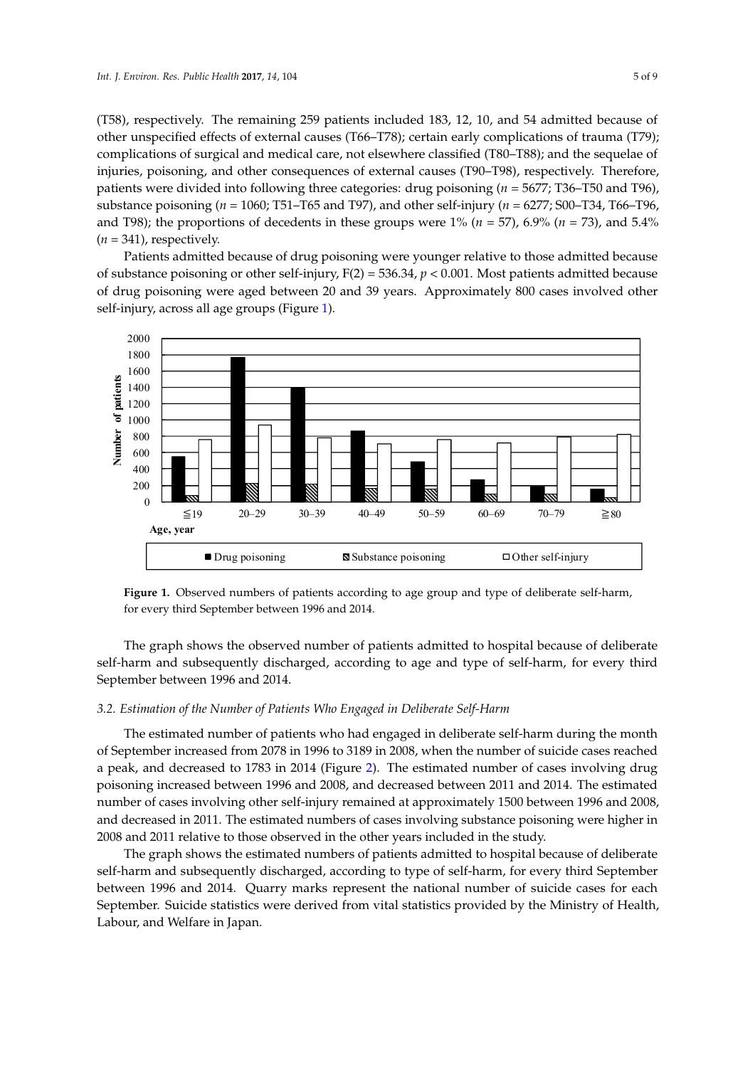(T58), respectively. The remaining 259 patients included 183, 12, 10, and 54 admitted because of other unspecified effects of external causes (T66–T78); certain early complications of trauma (T79); complications of surgical and medical care, not elsewhere classified (T80–T88); and the sequelae of injuries, poisoning, and other consequences of external causes (T90–T98), respectively. Therefore, patients were divided into following three categories: drug poisoning ($n$ = 5677; T36–T50 and T96), substance poisoning ($n$ = 1060; T51–T65 and T97), and other self-injury ($n$ = 6277; S00–T34, T66–T96, and T98); the proportions of decedents in these groups were 1% ($n$ = 57), 6.9% ($n$ = 73), and 5.4% ($n$ = 341), respectively.

Patients admitted because of drug poisoning were younger relative to those admitted because of substance poisoning or other self-injury, $F(2) = 536.34$, $p < 0.001$. Most patients admitted because of drug poisoning were aged between 20 and 39 years. Approximately 800 cases involved other self-injury, across all age groups (Figure 1).

**Figure 1.** Observed numbers of patients according to age group and type of deliberate self-harm, for every third September between 1996 and 2014.

The graph shows the observed number of patients admitted to hospital because of deliberate self-harm and subsequently discharged, according to age and type of self-harm, for every third September between 1996 and 2014.

### *3.2. Estimation of the Number of Patients Who Engaged in Deliberate Self-Harm*

The estimated number of patients who had engaged in deliberate self-harm during the month of September increased from 2078 in 1996 to 3189 in 2008, when the number of suicide cases reached a peak, and decreased to 1783 in 2014 (Figure 2). The estimated number of cases involving drug poisoning increased between 1996 and 2008, and decreased between 2011 and 2014. The estimated number of cases involving other self-injury remained at approximately 1500 between 1996 and 2008, and decreased in 2011. The estimated numbers of cases involving substance poisoning were higher in 2008 and 2011 relative to those observed in the other years included in the study.

The graph shows the estimated numbers of patients admitted to hospital because of deliberate self-harm and subsequently discharged, according to type of self-harm, for every third September between 1996 and 2014. Quarry marks represent the national number of suicide cases for each September. Suicide statistics were derived from vital statistics provided by the Ministry of Health, Labour, and Welfare in Japan.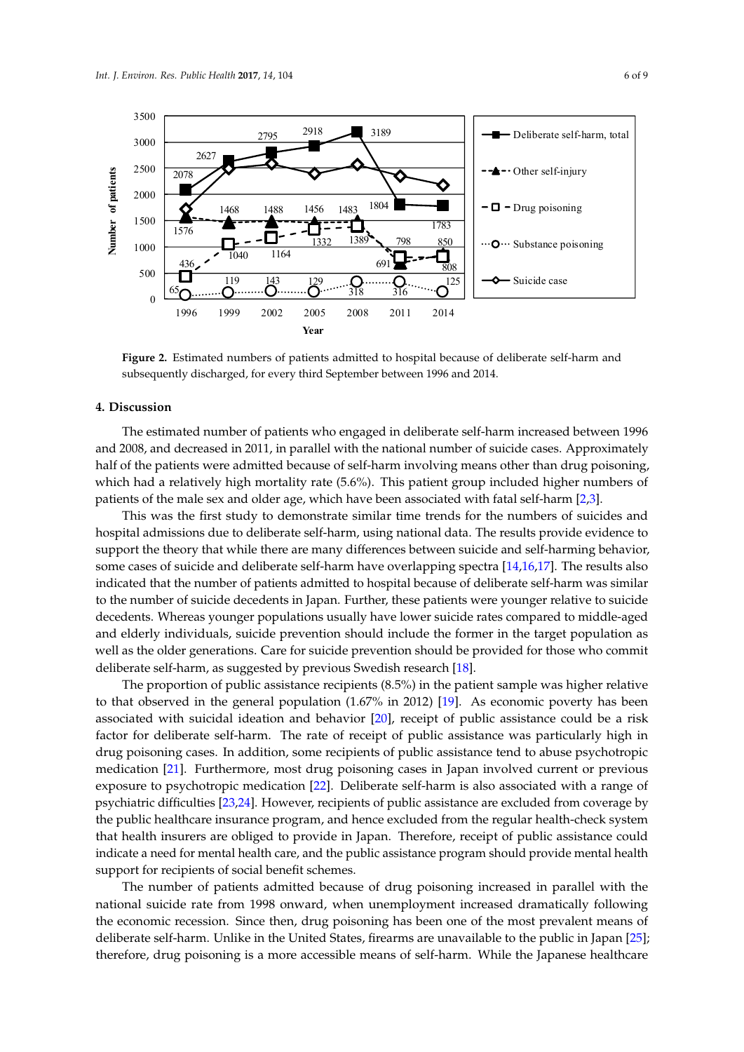**Figure 2.** Estimated numbers of patients admitted to hospital because of deliberate self-harm and subsequently discharged, for every third September between 1996 and 2014.

## 4. Discussion

The estimated number of patients who engaged in deliberate self-harm increased between 1996 and 2008, and decreased in 2011, in parallel with the national number of suicide cases. Approximately half of the patients were admitted because of self-harm involving means other than drug poisoning, which had a relatively high mortality rate (5.6%). This patient group included higher numbers of patients of the male sex and older age, which have been associated with fatal self-harm [2,3].

This was the first study to demonstrate similar time trends for the numbers of suicides and hospital admissions due to deliberate self-harm, using national data. The results provide evidence to support the theory that while there are many differences between suicide and self-harming behavior, some cases of suicide and deliberate self-harm have overlapping spectra [14,16,17]. The results also indicated that the number of patients admitted to hospital because of deliberate self-harm was similar to the number of suicide decedents in Japan. Further, these patients were younger relative to suicide decedents. Whereas younger populations usually have lower suicide rates compared to middle-aged and elderly individuals, suicide prevention should include the former in the target population as well as the older generations. Care for suicide prevention should be provided for those who commit deliberate self-harm, as suggested by previous Swedish research [18].

The proportion of public assistance recipients (8.5%) in the patient sample was higher relative to that observed in the general population (1.67% in 2012) [19]. As economic poverty has been associated with suicidal ideation and behavior [20], receipt of public assistance could be a risk factor for deliberate self-harm. The rate of receipt of public assistance was particularly high in drug poisoning cases. In addition, some recipients of public assistance tend to abuse psychotropic medication [21]. Furthermore, most drug poisoning cases in Japan involved current or previous exposure to psychotropic medication [22]. Deliberate self-harm is also associated with a range of psychiatric difficulties [23,24]. However, recipients of public assistance are excluded from coverage by the public healthcare insurance program, and hence excluded from the regular health-check system that health insurers are obliged to provide in Japan. Therefore, receipt of public assistance could indicate a need for mental health care, and the public assistance program should provide mental health support for recipients of social benefit schemes.

The number of patients admitted because of drug poisoning increased in parallel with the national suicide rate from 1998 onward, when unemployment increased dramatically following the economic recession. Since then, drug poisoning has been one of the most prevalent means of deliberate self-harm. Unlike in the United States, firearms are unavailable to the public in Japan [25]; therefore, drug poisoning is a more accessible means of self-harm. While the Japanese healthcare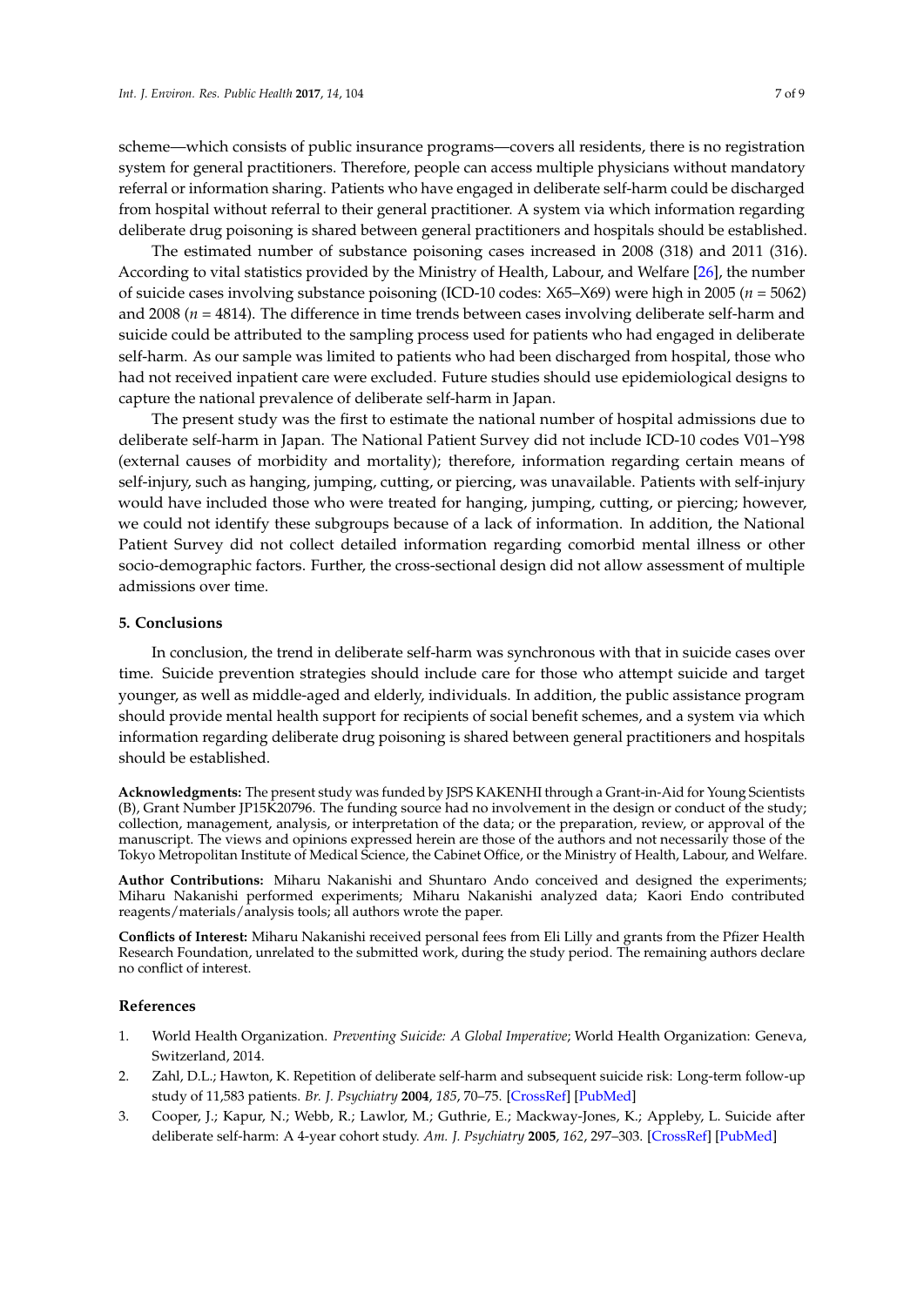scheme—which consists of public insurance programs—covers all residents, there is no registration system for general practitioners. Therefore, people can access multiple physicians without mandatory referral or information sharing. Patients who have engaged in deliberate self-harm could be discharged from hospital without referral to their general practitioner. A system via which information regarding deliberate drug poisoning is shared between general practitioners and hospitals should be established.

The estimated number of substance poisoning cases increased in 2008 (318) and 2011 (316). According to vital statistics provided by the Ministry of Health, Labour, and Welfare [26], the number of suicide cases involving substance poisoning (ICD-10 codes: X65–X69) were high in 2005 ($n = 5062$) and 2008 ($n = 4814$). The difference in time trends between cases involving deliberate self-harm and suicide could be attributed to the sampling process used for patients who had engaged in deliberate self-harm. As our sample was limited to patients who had been discharged from hospital, those who had not received inpatient care were excluded. Future studies should use epidemiological designs to capture the national prevalence of deliberate self-harm in Japan.

The present study was the first to estimate the national number of hospital admissions due to deliberate self-harm in Japan. The National Patient Survey did not include ICD-10 codes V01–Y98 (external causes of morbidity and mortality); therefore, information regarding certain means of self-injury, such as hanging, jumping, cutting, or piercing, was unavailable. Patients with self-injury would have included those who were treated for hanging, jumping, cutting, or piercing; however, we could not identify these subgroups because of a lack of information. In addition, the National Patient Survey did not collect detailed information regarding comorbid mental illness or other socio-demographic factors. Further, the cross-sectional design did not allow assessment of multiple admissions over time.

## 5. Conclusions

In conclusion, the trend in deliberate self-harm was synchronous with that in suicide cases over time. Suicide prevention strategies should include care for those who attempt suicide and target younger, as well as middle-aged and elderly, individuals. In addition, the public assistance program should provide mental health support for recipients of social benefit schemes, and a system via which information regarding deliberate drug poisoning is shared between general practitioners and hospitals should be established.

**Acknowledgments:** The present study was funded by JSPS KAKENHI through a Grant-in-Aid for Young Scientists (B), Grant Number JP15K20796. The funding source had no involvement in the design or conduct of the study; collection, management, analysis, or interpretation of the data; or the preparation, review, or approval of the manuscript. The views and opinions expressed herein are those of the authors and not necessarily those of the Tokyo Metropolitan Institute of Medical Science, the Cabinet Office, or the Ministry of Health, Labour, and Welfare.

**Author Contributions:** Miharu Nakanishi and Shuntaro Ando conceived and designed the experiments; Miharu Nakanishi performed experiments; Miharu Nakanishi analyzed data; Kaori Endo contributed reagents/materials/analysis tools; all authors wrote the paper.

**Conflicts of Interest:** Miharu Nakanishi received personal fees from Eli Lilly and grants from the Pfizer Health Research Foundation, unrelated to the submitted work, during the study period. The remaining authors declare no conflict of interest.

## References

1. World Health Organization. *Preventing Suicide: A Global Imperative*; World Health Organization: Geneva, Switzerland, 2014.
2. Zahl, D.L.; Hawton, K. Repetition of deliberate self-harm and subsequent suicide risk: Long-term follow-up study of 11,583 patients. *Br. J. Psychiatry* **2004**, *185*, 70–75. [CrossRef] [PubMed]
3. Cooper, J.; Kapur, N.; Webb, R.; Lawlor, M.; Guthrie, E.; Mackway-Jones, K.; Appleby, L. Suicide after deliberate self-harm: A 4-year cohort study. *Am. J. Psychiatry* **2005**, *162*, 297–303. [CrossRef] [PubMed]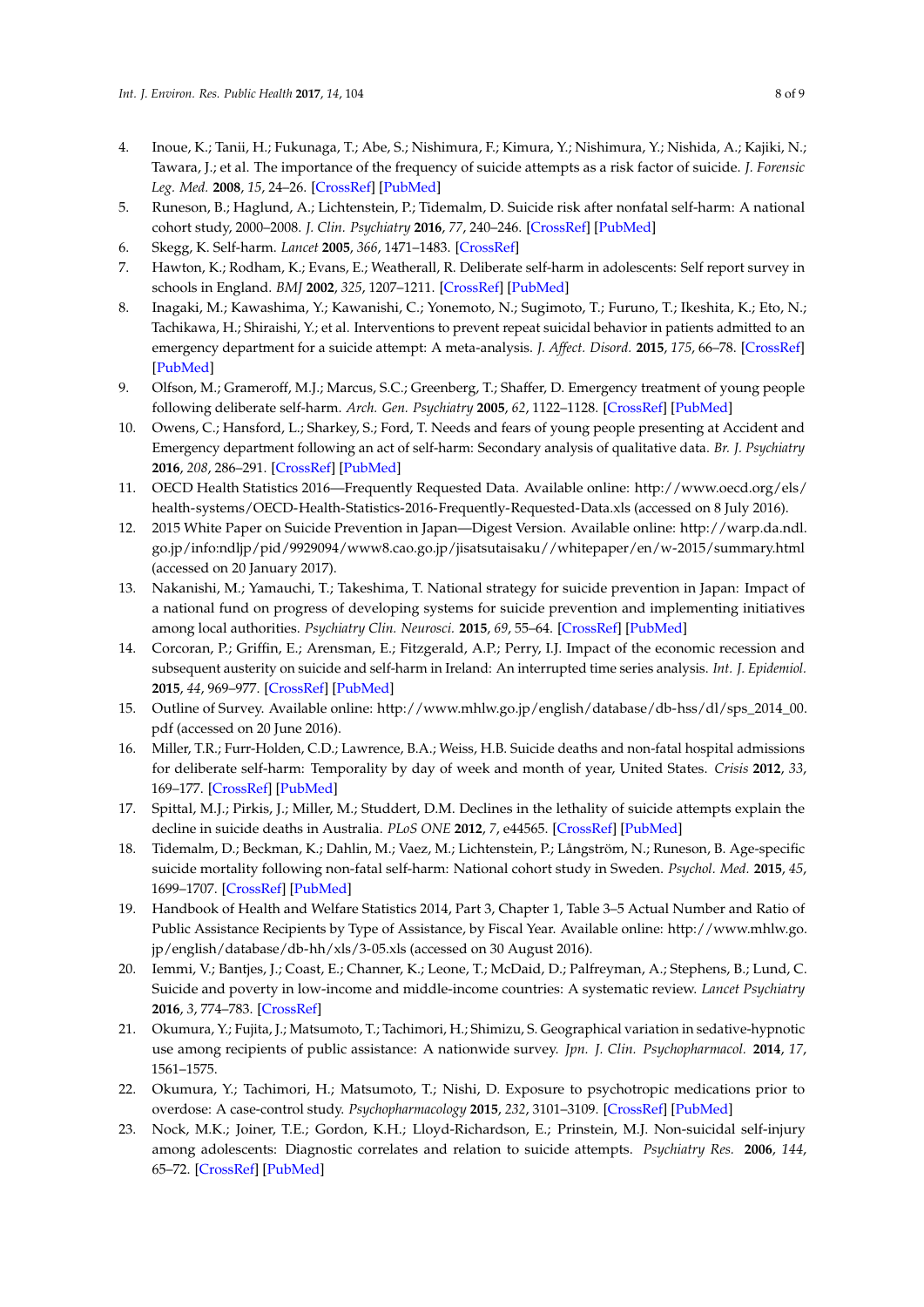4. Inoue, K.; Tanii, H.; Fukunaga, T.; Abe, S.; Nishimura, F.; Kimura, Y.; Nishimura, Y.; Nishida, A.; Kajiki, N.; Tawara, J.; et al. The importance of the frequency of suicide attempts as a risk factor of suicide. *J. Forensic Leg. Med.* **2008**, *15*, 24–26. [CrossRef] [PubMed]
5. Runeson, B.; Haglund, A.; Lichtenstein, P.; Tidemalm, D. Suicide risk after nonfatal self-harm: A national cohort study, 2000–2008. *J. Clin. Psychiatry* **2016**, *77*, 240–246. [CrossRef] [PubMed]
6. Skegg, K. Self-harm. *Lancet* **2005**, *366*, 1471–1483. [CrossRef]
7. Hawton, K.; Rodham, K.; Evans, E.; Weatherall, R. Deliberate self-harm in adolescents: Self report survey in schools in England. *BMJ* **2002**, *325*, 1207–1211. [CrossRef] [PubMed]
8. Inagaki, M.; Kawashima, Y.; Kawanishi, C.; Yonemoto, N.; Sugimoto, T.; Furuno, T.; Ikeshita, K.; Eto, N.; Tachikawa, H.; Shiraishi, Y.; et al. Interventions to prevent repeat suicidal behavior in patients admitted to an emergency department for a suicide attempt: A meta-analysis. *J. Affect. Disord.* **2015**, *175*, 66–78. [CrossRef] [PubMed]
9. Olfson, M.; Grameroff, M.J.; Marcus, S.C.; Greenberg, T.; Shaffer, D. Emergency treatment of young people following deliberate self-harm. *Arch. Gen. Psychiatry* **2005**, *62*, 1122–1128. [CrossRef] [PubMed]
10. Owens, C.; Hansford, L.; Sharkey, S.; Ford, T. Needs and fears of young people presenting at Accident and Emergency department following an act of self-harm: Secondary analysis of qualitative data. *Br. J. Psychiatry* **2016**, *208*, 286–291. [CrossRef] [PubMed]
11. OECD Health Statistics 2016—Frequently Requested Data. Available online: http://www.oecd.org/els/health-systems/OECD-Health-Statistics-2016-Frequently-Requested-Data.xls (accessed on 8 July 2016).
12. 2015 White Paper on Suicide Prevention in Japan—Digest Version. Available online: http://warp.da.ndl.go.jp/info:ndljp/pid/9929094/www8.cao.go.jp/jisatsutaisaku//whitepaper/en/w-2015/summary.html (accessed on 20 January 2017).
13. Nakanishi, M.; Yamauchi, T.; Takeshima, T. National strategy for suicide prevention in Japan: Impact of a national fund on progress of developing systems for suicide prevention and implementing initiatives among local authorities. *Psychiatry Clin. Neurosci.* **2015**, *69*, 55–64. [CrossRef] [PubMed]
14. Corcoran, P.; Griffin, E.; Arensman, E.; Fitzgerald, A.P.; Perry, I.J. Impact of the economic recession and subsequent austerity on suicide and self-harm in Ireland: An interrupted time series analysis. *Int. J. Epidemiol.* **2015**, *44*, 969–977. [CrossRef] [PubMed]
15. Outline of Survey. Available online: http://www.mhlw.go.jp/english/database/db-hss/dl/sps_2014_00.pdf (accessed on 20 June 2016).
16. Miller, T.R.; Furr-Holden, C.D.; Lawrence, B.A.; Weiss, H.B. Suicide deaths and non-fatal hospital admissions for deliberate self-harm: Temporality by day of week and month of year, United States. *Crisis* **2012**, *33*, 169–177. [CrossRef] [PubMed]
17. Spittal, M.J.; Pirkis, J.; Miller, M.; Studdert, D.M. Declines in the lethality of suicide attempts explain the decline in suicide deaths in Australia. *PLoS ONE* **2012**, *7*, e44565. [CrossRef] [PubMed]
18. Tidemalm, D.; Beckman, K.; Dahlin, M.; Vaez, M.; Lichtenstein, P.; Långström, N.; Runeson, B. Age-specific suicide mortality following non-fatal self-harm: National cohort study in Sweden. *Psychol. Med.* **2015**, *45*, 1699–1707. [CrossRef] [PubMed]
19. Handbook of Health and Welfare Statistics 2014, Part 3, Chapter 1, Table 3–5 Actual Number and Ratio of Public Assistance Recipients by Type of Assistance, by Fiscal Year. Available online: http://www.mhlw.go.jp/english/database/db-hh/xls/3-05.xls (accessed on 30 August 2016).
20. Iemmi, V.; Bantjes, J.; Coast, E.; Channer, K.; Leone, T.; McDaid, D.; Palfreyman, A.; Stephens, B.; Lund, C. Suicide and poverty in low-income and middle-income countries: A systematic review. *Lancet Psychiatry* **2016**, *3*, 774–783. [CrossRef]
21. Okumura, Y.; Fujita, J.; Matsumoto, T.; Tachimori, H.; Shimizu, S. Geographical variation in sedative-hypnotic use among recipients of public assistance: A nationwide survey. *Jpn. J. Clin. Psychopharmacol.* **2014**, *17*, 1561–1575.
22. Okumura, Y.; Tachimori, H.; Matsumoto, T.; Nishi, D. Exposure to psychotropic medications prior to overdose: A case-control study. *Psychopharmacology* **2015**, *232*, 3101–3109. [CrossRef] [PubMed]
23. Nock, M.K.; Joiner, T.E.; Gordon, K.H.; Lloyd-Richardson, E.; Prinstein, M.J. Non-suicidal self-injury among adolescents: Diagnostic correlates and relation to suicide attempts. *Psychiatry Res.* **2006**, *144*, 65–72. [CrossRef] [PubMed]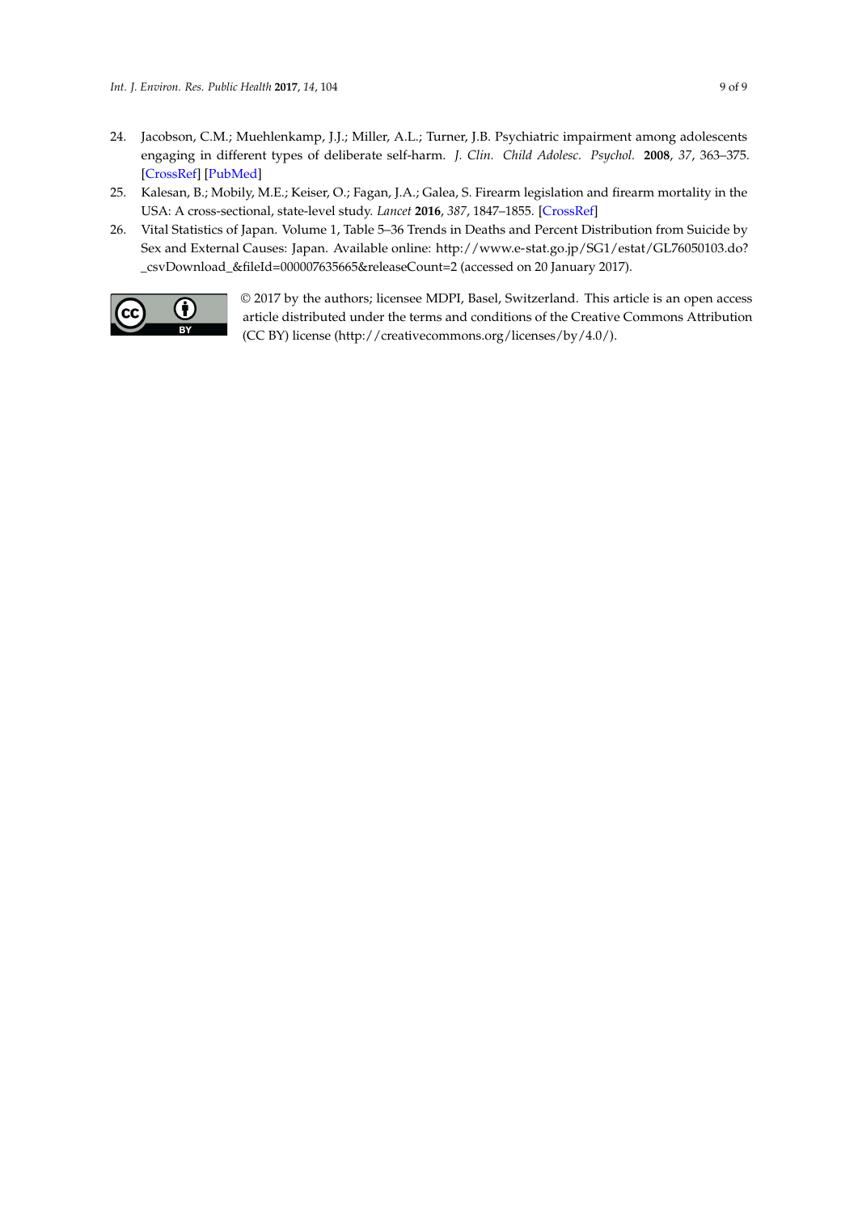24. Jacobson, C.M.; Muehlenkamp, J.J.; Miller, A.L.; Turner, J.B. Psychiatric impairment among adolescents engaging in different types of deliberate self-harm. *J. Clin. Child Adolesc. Psychol.* **2008**, *37*, 363–375. [CrossRef] [PubMed]
25. Kalesan, B.; Mobily, M.E.; Keiser, O.; Fagan, J.A.; Galea, S. Firearm legislation and firearm mortality in the USA: A cross-sectional, state-level study. *Lancet* **2016**, *387*, 1847–1855. [CrossRef]
26. Vital Statistics of Japan. Volume 1, Table 5–36 Trends in Deaths and Percent Distribution from Suicide by Sex and External Causes: Japan. Available online: http://www.e-stat.go.jp/SG1/estat/GL76050103.do?_csvDownload_&fileId=000007635665&releaseCount=2 (accessed on 20 January 2017).

© 2017 by the authors; licensee MDPI, Basel, Switzerland. This article is an open access article distributed under the terms and conditions of the Creative Commons Attribution (CC BY) license (http://creativecommons.org/licenses/by/4.0/).